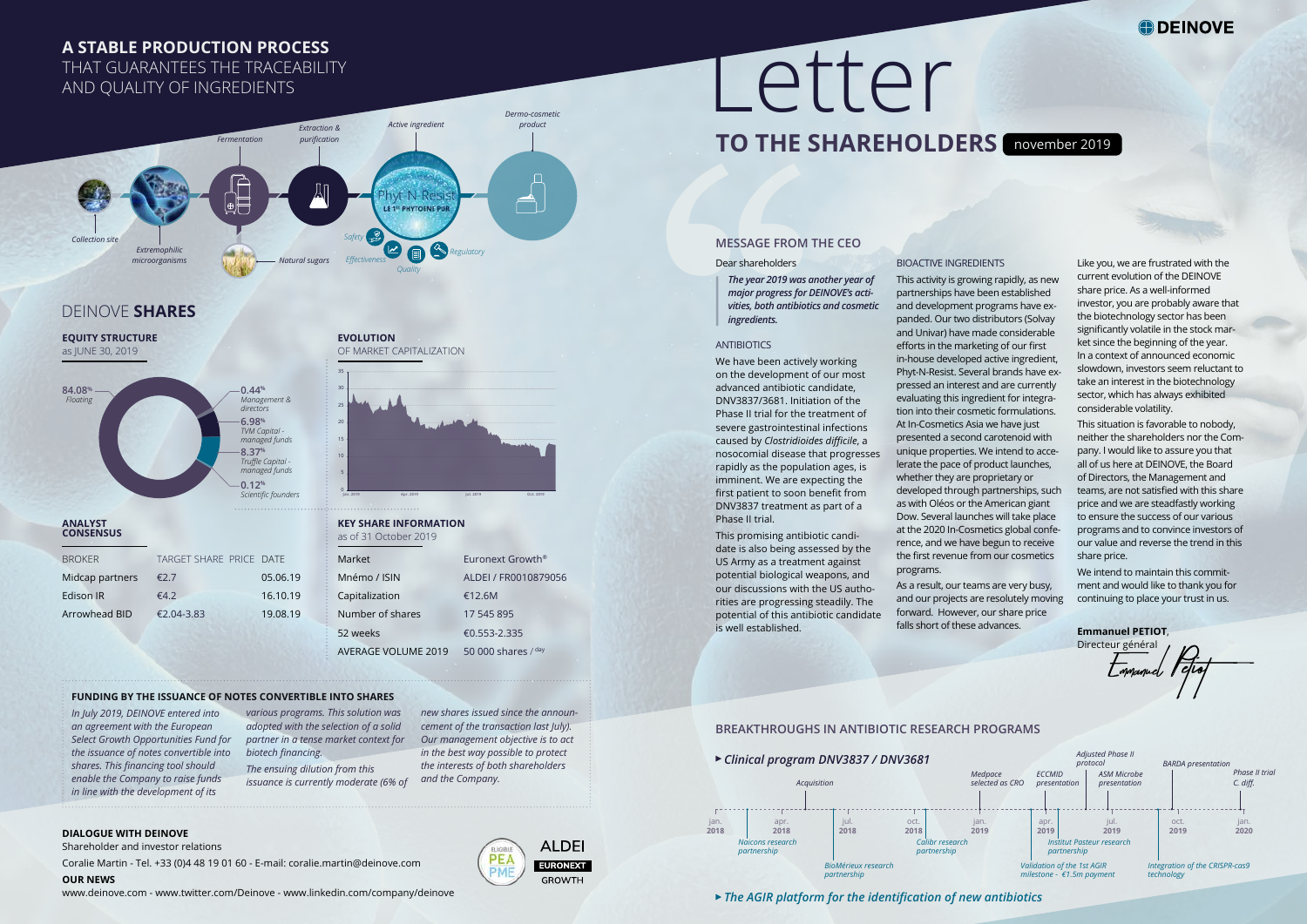# Letter

## TO THE SHAREHOLDERS november 2019

DEINOVE

### MESSAGE FROM THE CEO

Dear shareholders

***The year 2019 was another year of major progress for DEINOVE's activities, both antibiotics and cosmetic ingredients.***

#### ANTIBIOTICS

We have been actively working on the development of our most advanced antibiotic candidate, DNV3837/3681. Initiation of the Phase II trial for the treatment of severe gastrointestinal infections caused by *Clostridioides difficile*, a nosocomial disease that progresses rapidly as the population ages, is imminent. We are expecting the first patient to soon benefit from DNV3837 treatment as part of a Phase II trial.

This promising antibiotic candidate is also being assessed by the US Army as a treatment against potential biological weapons, and our discussions with the US authorities are progressing steadily. The potential of this antibiotic candidate is well established.

#### BIOACTIVE INGREDIENTS

This activity is growing rapidly, as new partnerships have been established and development programs have expanded. Our two distributors (Solvay and Univar) have made considerable efforts in the marketing of our first in-house developed active ingredient, Phyt-N-Resist. Several brands have expressed an interest and are currently evaluating this ingredient for integration into their cosmetic formulations. At In-Cosmetics Asia we have just presented a second carotenoid with unique properties. We intend to accelerate the pace of product launches, whether they are proprietary or developed through partnerships, such as with Oléos or the American giant Dow. Several launches will take place at the 2020 In-Cosmetics global conference, and we have begun to receive the first revenue from our cosmetics programs.

As a result, our teams are very busy, and our projects are resolutely moving forward. However, our share price falls short of these advances.

Like you, we are frustrated with the current evolution of the DEINOVE share price. As a well-informed investor, you are probably aware that the biotechnology sector has been significantly volatile in the stock market since the beginning of the year. In a context of announced economic slowdown, investors seem reluctant to take an interest in the biotechnology sector, which has always exhibited considerable volatility.

This situation is favorable to nobody, neither the shareholders nor the Company. I would like to assure you that all of us here at DEINOVE, the Board of Directors, the Management and teams, are not satisfied with this share price and we are steadfastly working to ensure the success of our various programs and to convince investors of our value and reverse the trend in this share price.

We intend to maintain this commitment and would like to thank you for continuing to place your trust in us.

**Emmanuel PETIOT**,
Directeur général

### BREAKTHROUGHS IN ANTIBIOTIC RESEARCH PROGRAMS

▸ *Clinical program DNV3837 / DNV3681*

- jan. 2018
- *Naicons research partnership*
- apr. 2018 – *Acquisition*
- jul. 2018 – *BioMérieux research partnership*
- oct. 2018 – *Calibr research partnership*
- jan. 2019 – *Medpace selected as CRO*
- apr. 2019 – *ECCMID presentation*; *Validation of the 1st AGIR milestone - €1.5m payment*
- *Adjusted Phase II protocol*; *Institut Pasteur research partnership*
- jul. 2019 – *ASM Microbe presentation*
- oct. 2019 – *BARDA presentation*; *Integration of the CRISPR-cas9 technology*
- jan. 2020 – *Phase II trial C. diff.*

▸ *The AGIR platform for the identification of new antibiotics*

## A STABLE PRODUCTION PROCESS THAT GUARANTEES THE TRACEABILITY AND QUALITY OF INGREDIENTS

*Collection site* → *Extremophilic microorganisms* → *Fermentation* (*Natural sugars*) → *Extraction & purification* → *Active ingredient* (Phyt-N-Resist — LE 1er PHYTOENE PUR; *Safety*, *Effectiveness*, *Quality*, *Regulatory*) → *Dermo-cosmetic product*

## DEINOVE SHARES

### EQUITY STRUCTURE
as JUNE 30, 2019

- 84.08% *Floating*
- 0.44% *Management & directors*
- 6.98% *TVM Capital - managed funds*
- 8.37% *Truffle Capital - managed funds*
- 0.12% *Scientific founders*

### EVOLUTION
OF MARKET CAPITALIZATION

### ANALYST CONSENSUS

| BROKER | TARGET SHARE PRICE | DATE |
|---|---|---|
| Midcap partners | €2.7 | 05.06.19 |
| Edison IR | €4.2 | 16.10.19 |
| Arrowhead BID | €2.04-3.83 | 19.08.19 |

### KEY SHARE INFORMATION
as of 31 October 2019

| | |
|---|---|
| Market | Euronext Growth® |
| Mnémo / ISIN | ALDEI / FR0010879056 |
| Capitalization | €12.6M |
| Number of shares | 17 545 895 |
| 52 weeks | €0.553-2.335 |
| AVERAGE VOLUME 2019 | 50 000 shares / day |

### FUNDING BY THE ISSUANCE OF NOTES CONVERTIBLE INTO SHARES

*In July 2019, DEINOVE entered into an agreement with the European Select Growth Opportunities Fund for the issuance of notes convertible into shares. This financing tool should enable the Company to raise funds in line with the development of its various programs. This solution was adopted with the selection of a solid partner in a tense market context for biotech financing.*

*The ensuing dilution from this issuance is currently moderate (6% of new shares issued since the announcement of the transaction last July). Our management objective is to act in the best way possible to protect the interests of both shareholders and the Company.*

### DIALOGUE WITH DEINOVE

Shareholder and investor relations

Coralie Martin - Tel. +33 (0)4 48 19 01 60 - E-mail: coralie.martin@deinove.com

**OUR NEWS**

www.deinove.com - www.twitter.com/Deinove - www.linkedin.com/company/deinove

ÉLIGIBLE PEA PME — ALDEI EURONEXT GROWTH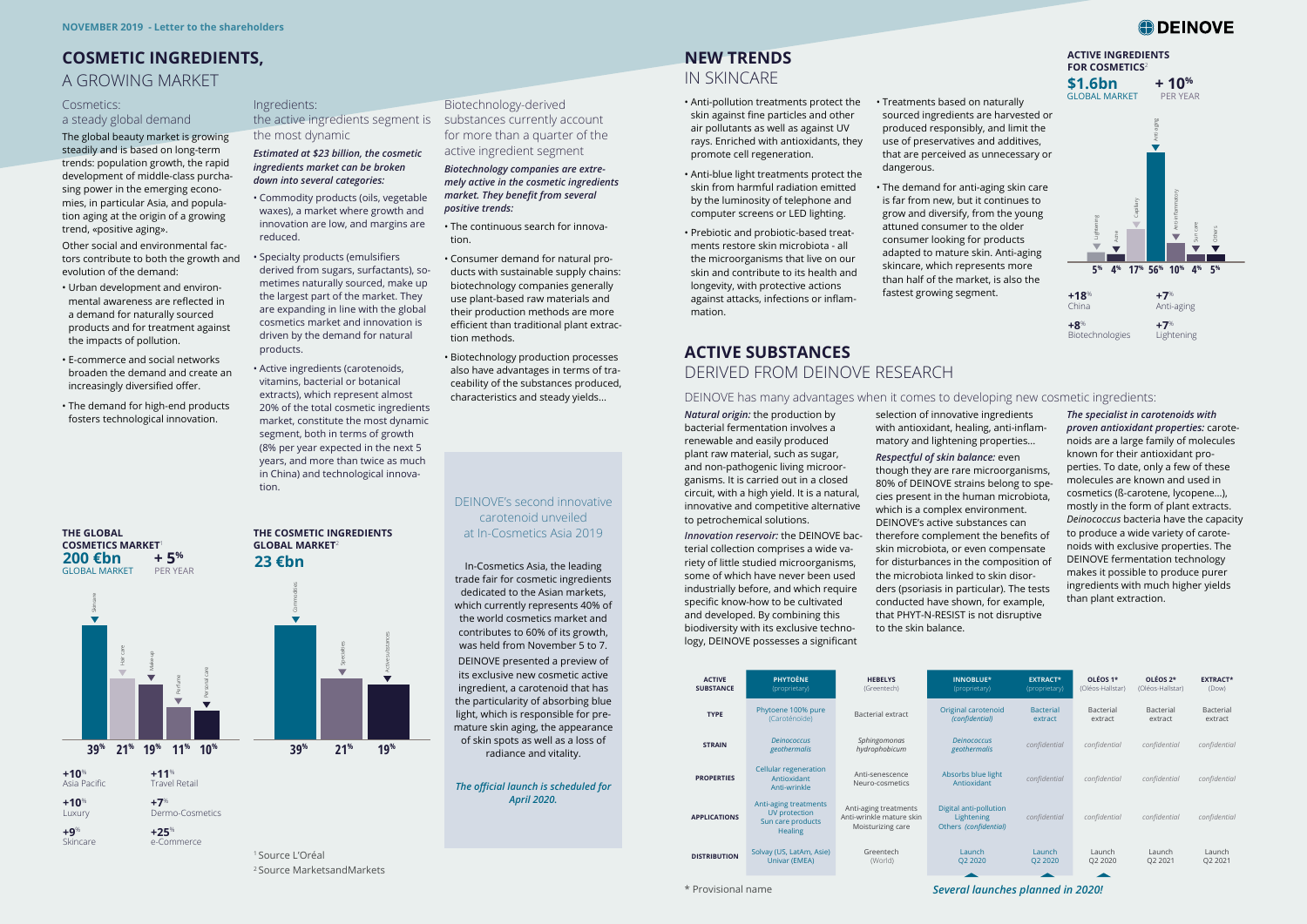# COSMETIC INGREDIENTS,

## A GROWING MARKET

### Cosmetics: a steady global demand

The global beauty market is growing steadily and is based on long-term trends: population growth, the rapid development of middle-class purchasing power in the emerging economies, in particular Asia, and population aging at the origin of a growing trend, «positive aging».

Other social and environmental factors contribute to both the growth and evolution of the demand:

- Urban development and environmental awareness are reflected in a demand for naturally sourced products and for treatment against the impacts of pollution.
- E-commerce and social networks broaden the demand and create an increasingly diversified offer.
- The demand for high-end products fosters technological innovation.

**THE GLOBAL COSMETICS MARKET**[1]

**200 €bn** GLOBAL MARKET

**+ 5%** PER YEAR

Skincare
Hair care
Make-up
Perfume
Personal care

39% 21% 19% 11% 10%

+10% Asia Pacific
+11% Travel Retail
+10% Luxury
+7% Dermo-Cosmetics
+9% Skincare
+25% e-Commerce

### Ingredients: the active ingredients segment is the most dynamic

***Estimated at $23 billion, the cosmetic ingredients market can be broken down into several categories:***

- Commodity products (oils, vegetable waxes), a market where growth and innovation are low, and margins are reduced.
- Specialty products (emulsifiers derived from sugars, surfactants), sometimes naturally sourced, make up the largest part of the market. They are expanding in line with the global cosmetics market and innovation is driven by the demand for natural products.
- Active ingredients (carotenoids, vitamins, bacterial or botanical extracts), which represent almost 20% of the total cosmetic ingredients market, constitute the most dynamic segment, both in terms of growth (8% per year expected in the next 5 years, and more than twice as much in China) and technological innovation.

**THE COSMETIC INGREDIENTS GLOBAL MARKET**[2]

**23 €bn**

Commodities
Specialties
Active substances

39% 21% 19%

[1] Source L'Oréal
[2] Source MarketsandMarkets

### Biotechnology-derived substances currently account for more than a quarter of the active ingredient segment

***Biotechnology companies are extremely active in the cosmetic ingredients market. They benefit from several positive trends:***

- The continuous search for innovation.
- Consumer demand for natural products with sustainable supply chains: biotechnology companies generally use plant-based raw materials and their production methods are more efficient than traditional plant extraction methods.
- Biotechnology production processes also have advantages in terms of traceability of the substances produced, characteristics and steady yields...

### DEINOVE's second innovative carotenoid unveiled at In-Cosmetics Asia 2019

In-Cosmetics Asia, the leading trade fair for cosmetic ingredients dedicated to the Asian markets, which currently represents 40% of the world cosmetics market and contributes to 60% of its growth, was held from November 5 to 7. DEINOVE presented a preview of its exclusive new cosmetic active ingredient, a carotenoid that has the particularity of absorbing blue light, which is responsible for premature skin aging, the appearance of skin spots as well as a loss of radiance and vitality.

***The official launch is scheduled for April 2020.***

# NEW TRENDS

## IN SKINCARE

- Anti-pollution treatments protect the skin against fine particles and other air pollutants as well as against UV rays. Enriched with antioxidants, they promote cell regeneration.
- Anti-blue light treatments protect the skin from harmful radiation emitted by the luminosity of telephone and computer screens or LED lighting.
- Prebiotic and probiotic-based treatments restore skin microbiota - all the microorganisms that live on our skin and contribute to its health and longevity, with protective actions against attacks, infections or inflammation.
- Treatments based on naturally sourced ingredients are harvested or produced responsibly, and limit the use of preservatives and additives, that are perceived as unnecessary or dangerous.
- The demand for anti-aging skin care is far from new, but it continues to grow and diversify, from the young attuned consumer to the older consumer looking for products adapted to mature skin. Anti-aging skincare, which represents more than half of the market, is also the fastest growing segment.

**ACTIVE INGREDIENTS FOR COSMETICS**[2]

**$1.6bn** GLOBAL MARKET

**+ 10%** PER YEAR

Lightening
Acne
Capillary
Anti-aging
Anti-inflammatory
Sun care
Others

5% 4% 17% 56% 10% 4% 5%

+18% China
+7% Anti-aging
+8% Biotechnologies
+7% Lightening

# ACTIVE SUBSTANCES

## DERIVED FROM DEINOVE RESEARCH

DEINOVE has many advantages when it comes to developing new cosmetic ingredients:

***Natural origin:*** the production by bacterial fermentation involves a renewable and easily produced plant raw material, such as sugar, and non-pathogenic living microorganisms. It is carried out in a closed circuit, with a high yield. It is a natural, innovative and competitive alternative to petrochemical solutions.

***Innovation reservoir:*** the DEINOVE bacterial collection comprises a wide variety of little studied microorganisms, some of which have never been used industrially before, and which require specific know-how to be cultivated and developed. By combining this biodiversity with its exclusive technology, DEINOVE possesses a significant selection of innovative ingredients with antioxidant, healing, anti-inflammatory and lightening properties...

***Respectful of skin balance:*** even though they are rare microorganisms, 80% of DEINOVE strains belong to species present in the human microbiota, which is a complex environment. DEINOVE's active substances can therefore complement the benefits of skin microbiota, or even compensate for disturbances in the composition of the microbiota linked to skin disorders (psoriasis in particular). The tests conducted have shown, for example, that PHYT-N-RESIST is not disruptive to the skin balance.

***The specialist in carotenoids with proven antioxidant properties:*** carotenoids are a large family of molecules known for their antioxidant properties. To date, only a few of these molecules are known and used in cosmetics (ß-carotene, lycopene...), mostly in the form of plant extracts. *Deinococcus* bacteria have the capacity to produce a wide variety of carotenoids with exclusive properties. The DEINOVE fermentation technology makes it possible to produce purer ingredients with much higher yields than plant extraction.

| ACTIVE SUBSTANCE | PHYTOÈNE (proprietary) | HEBELYS (Greentech) | INNOBLUE* (proprietary) | EXTRACT* (proprietary) | OLÉOS 1* (Oléos-Hallstar) | OLÉOS 2* (Oléos-Hallstar) | EXTRACT* (Dow) |
|---|---|---|---|---|---|---|---|
| **TYPE** | Phytoene 100% pure (Caroténoïde) | Bacterial extract | Original carotenoid *(confidential)* | Bacterial extract | Bacterial extract | Bacterial extract | Bacterial extract |
| **STRAIN** | *Deinococcus geothermalis* | *Sphingomonas hydrophobicum* | *Deinococcus geothermalis* | *confidential* | *confidential* | *confidential* | *confidential* |
| **PROPERTIES** | Cellular regeneration Antioxidant Anti-wrinkle | Anti-senescence Neuro-cosmetics | Absorbs blue light Antioxidant | *confidential* | *confidential* | *confidential* | *confidential* |
| **APPLICATIONS** | Anti-aging treatments UV protection Sun care products Healing | Anti-aging treatments Anti-wrinkle mature skin Moisturizing care | Digital anti-pollution Lightening Others *(confidential)* | *confidential* | *confidential* | *confidential* | *confidential* |
| **DISTRIBUTION** | Solvay (US, LatAm, Asie) Univar (EMEA) | Greentech (World) | Launch Q2 2020 | Launch Q2 2020 | Launch Q2 2020 | Launch Q2 2021 | Launch Q2 2021 |

\* Provisional name

***Several launches planned in 2020!***